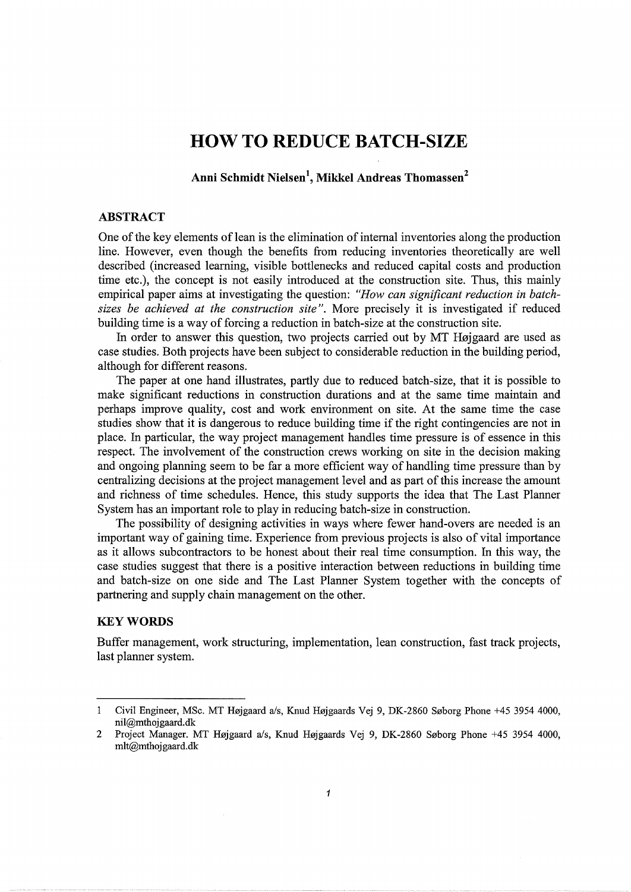# HOW TO REDUCE BATCH-SIZE

**Anni Schmidt Nielsen[1], Mikkel Andreas Thomassen[2]**

## ABSTRACT

One of the key elements of lean is the elimination of internal inventories along the production line. However, even though the benefits from reducing inventories theoretically are well described (increased learning, visible bottlenecks and reduced capital costs and production time etc.), the concept is not easily introduced at the construction site. Thus, this mainly empirical paper aims at investigating the question: *"How can significant reduction in batch-sizes be achieved at the construction site"*. More precisely it is investigated if reduced building time is a way of forcing a reduction in batch-size at the construction site.

In order to answer this question, two projects carried out by MT Højgaard are used as case studies. Both projects have been subject to considerable reduction in the building period, although for different reasons.

The paper at one hand illustrates, partly due to reduced batch-size, that it is possible to make significant reductions in construction durations and at the same time maintain and perhaps improve quality, cost and work environment on site. At the same time the case studies show that it is dangerous to reduce building time if the right contingencies are not in place. In particular, the way project management handles time pressure is of essence in this respect. The involvement of the construction crews working on site in the decision making and ongoing planning seem to be far a more efficient way of handling time pressure than by centralizing decisions at the project management level and as part of this increase the amount and richness of time schedules. Hence, this study supports the idea that The Last Planner System has an important role to play in reducing batch-size in construction.

The possibility of designing activities in ways where fewer hand-overs are needed is an important way of gaining time. Experience from previous projects is also of vital importance as it allows subcontractors to be honest about their real time consumption. In this way, the case studies suggest that there is a positive interaction between reductions in building time and batch-size on one side and The Last Planner System together with the concepts of partnering and supply chain management on the other.

## KEY WORDS

Buffer management, work structuring, implementation, lean construction, fast track projects, last planner system.

---

1 Civil Engineer, MSc. MT Højgaard a/s, Knud Højgaards Vej 9, DK-2860 Søborg Phone +45 3954 4000, nil@mthojgaard.dk

2 Project Manager. MT Højgaard a/s, Knud Højgaards Vej 9, DK-2860 Søborg Phone +45 3954 4000, mlt@mthojgaard.dk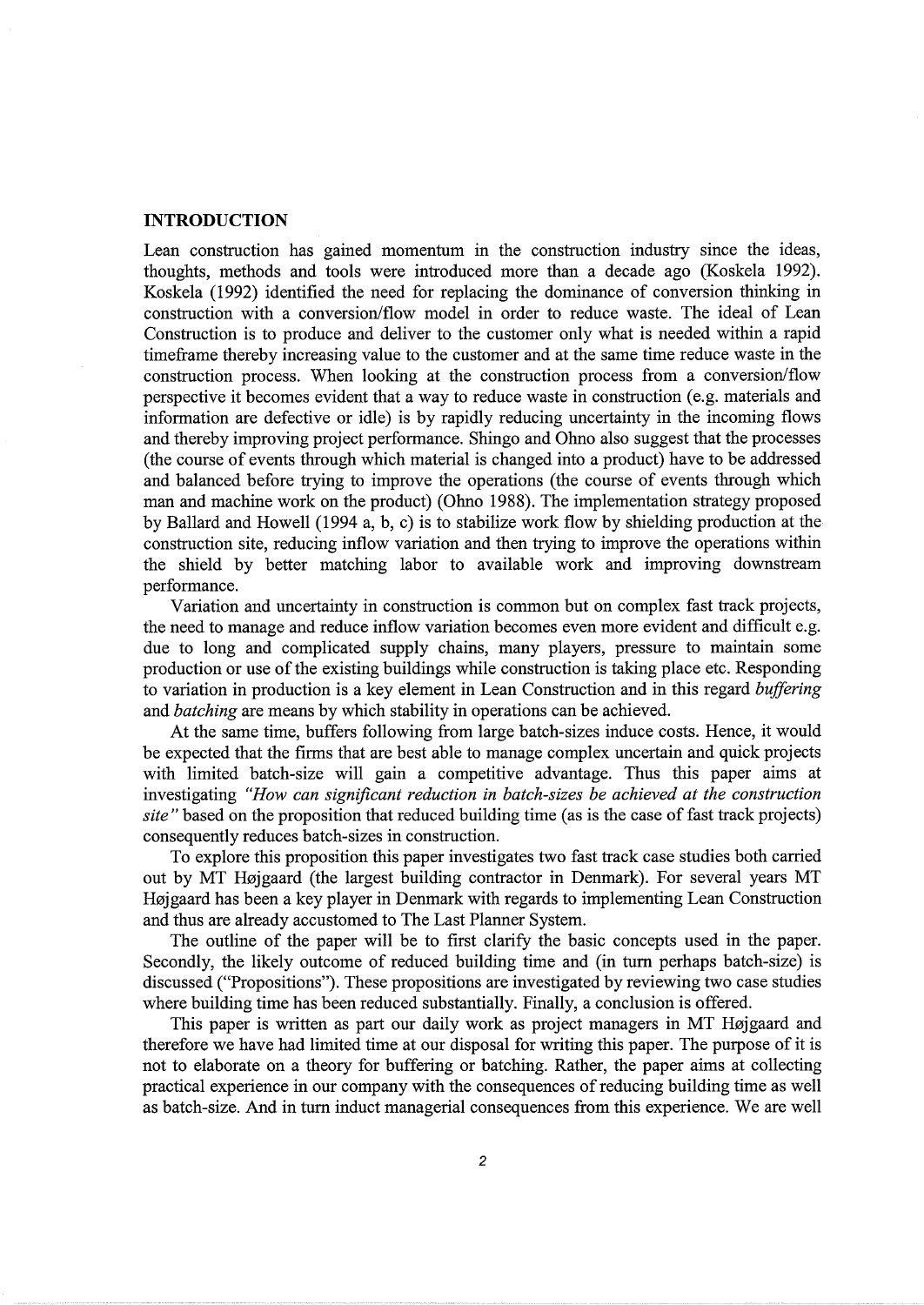## INTRODUCTION

Lean construction has gained momentum in the construction industry since the ideas, thoughts, methods and tools were introduced more than a decade ago (Koskela 1992). Koskela (1992) identified the need for replacing the dominance of conversion thinking in construction with a conversion/flow model in order to reduce waste. The ideal of Lean Construction is to produce and deliver to the customer only what is needed within a rapid timeframe thereby increasing value to the customer and at the same time reduce waste in the construction process. When looking at the construction process from a conversion/flow perspective it becomes evident that a way to reduce waste in construction (e.g. materials and information are defective or idle) is by rapidly reducing uncertainty in the incoming flows and thereby improving project performance. Shingo and Ohno also suggest that the processes (the course of events through which material is changed into a product) have to be addressed and balanced before trying to improve the operations (the course of events through which man and machine work on the product) (Ohno 1988). The implementation strategy proposed by Ballard and Howell (1994 a, b, c) is to stabilize work flow by shielding production at the construction site, reducing inflow variation and then trying to improve the operations within the shield by better matching labor to available work and improving downstream performance.

Variation and uncertainty in construction is common but on complex fast track projects, the need to manage and reduce inflow variation becomes even more evident and difficult e.g. due to long and complicated supply chains, many players, pressure to maintain some production or use of the existing buildings while construction is taking place etc. Responding to variation in production is a key element in Lean Construction and in this regard *buffering* and *batching* are means by which stability in operations can be achieved.

At the same time, buffers following from large batch-sizes induce costs. Hence, it would be expected that the firms that are best able to manage complex uncertain and quick projects with limited batch-size will gain a competitive advantage. Thus this paper aims at investigating *"How can significant reduction in batch-sizes be achieved at the construction site"* based on the proposition that reduced building time (as is the case of fast track projects) consequently reduces batch-sizes in construction.

To explore this proposition this paper investigates two fast track case studies both carried out by MT Højgaard (the largest building contractor in Denmark). For several years MT Højgaard has been a key player in Denmark with regards to implementing Lean Construction and thus are already accustomed to The Last Planner System.

The outline of the paper will be to first clarify the basic concepts used in the paper. Secondly, the likely outcome of reduced building time and (in turn perhaps batch-size) is discussed ("Propositions"). These propositions are investigated by reviewing two case studies where building time has been reduced substantially. Finally, a conclusion is offered.

This paper is written as part our daily work as project managers in MT Højgaard and therefore we have had limited time at our disposal for writing this paper. The purpose of it is not to elaborate on a theory for buffering or batching. Rather, the paper aims at collecting practical experience in our company with the consequences of reducing building time as well as batch-size. And in turn induct managerial consequences from this experience. We are well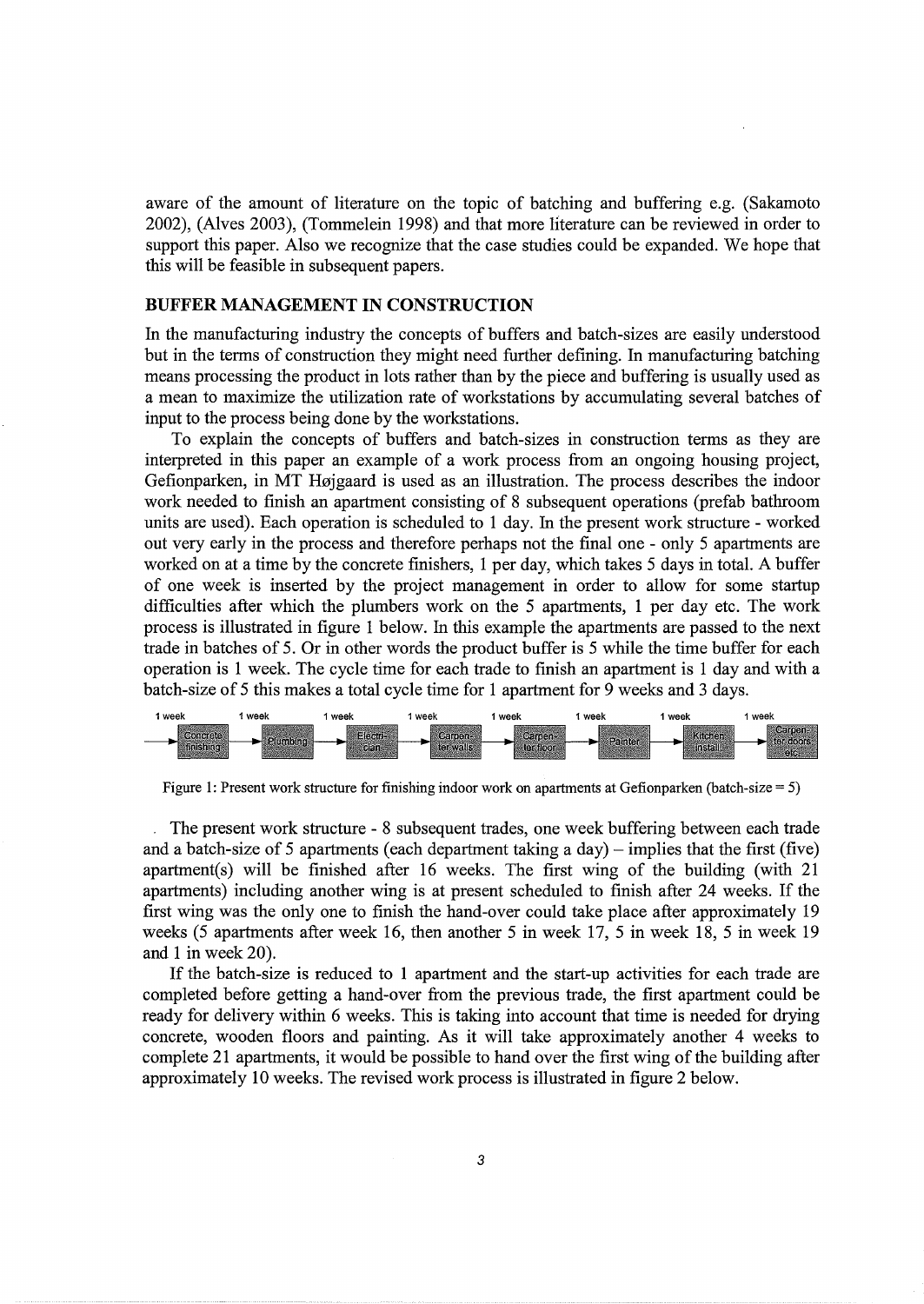aware of the amount of literature on the topic of batching and buffering e.g. (Sakamoto 2002), (Alves 2003), (Tommelein 1998) and that more literature can be reviewed in order to support this paper. Also we recognize that the case studies could be expanded. We hope that this will be feasible in subsequent papers.

## BUFFER MANAGEMENT IN CONSTRUCTION

In the manufacturing industry the concepts of buffers and batch-sizes are easily understood but in the terms of construction they might need further defining. In manufacturing batching means processing the product in lots rather than by the piece and buffering is usually used as a mean to maximize the utilization rate of workstations by accumulating several batches of input to the process being done by the workstations.

To explain the concepts of buffers and batch-sizes in construction terms as they are interpreted in this paper an example of a work process from an ongoing housing project, Gefionparken, in MT Højgaard is used as an illustration. The process describes the indoor work needed to finish an apartment consisting of 8 subsequent operations (prefab bathroom units are used). Each operation is scheduled to 1 day. In the present work structure - worked out very early in the process and therefore perhaps not the final one - only 5 apartments are worked on at a time by the concrete finishers, 1 per day, which takes 5 days in total. A buffer of one week is inserted by the project management in order to allow for some startup difficulties after which the plumbers work on the 5 apartments, 1 per day etc. The work process is illustrated in figure 1 below. In this example the apartments are passed to the next trade in batches of 5. Or in other words the product buffer is 5 while the time buffer for each operation is 1 week. The cycle time for each trade to finish an apartment is 1 day and with a batch-size of 5 this makes a total cycle time for 1 apartment for 9 weeks and 3 days.

| 1 week | 1 week | 1 week | 1 week | 1 week | 1 week | 1 week | 1 week |
|---|---|---|---|---|---|---|---|
| → Concrete finishing | → Plumbing | → Electrician | → Carpenter walls | → Carpenter floor | → Painter | → Kitchen install | → Carpenter doors etc. |

Figure 1: Present work structure for finishing indoor work on apartments at Gefionparken (batch-size = 5)

The present work structure - 8 subsequent trades, one week buffering between each trade and a batch-size of 5 apartments (each department taking a day) – implies that the first (five) apartment(s) will be finished after 16 weeks. The first wing of the building (with 21 apartments) including another wing is at present scheduled to finish after 24 weeks. If the first wing was the only one to finish the hand-over could take place after approximately 19 weeks (5 apartments after week 16, then another 5 in week 17, 5 in week 18, 5 in week 19 and 1 in week 20).

If the batch-size is reduced to 1 apartment and the start-up activities for each trade are completed before getting a hand-over from the previous trade, the first apartment could be ready for delivery within 6 weeks. This is taking into account that time is needed for drying concrete, wooden floors and painting. As it will take approximately another 4 weeks to complete 21 apartments, it would be possible to hand over the first wing of the building after approximately 10 weeks. The revised work process is illustrated in figure 2 below.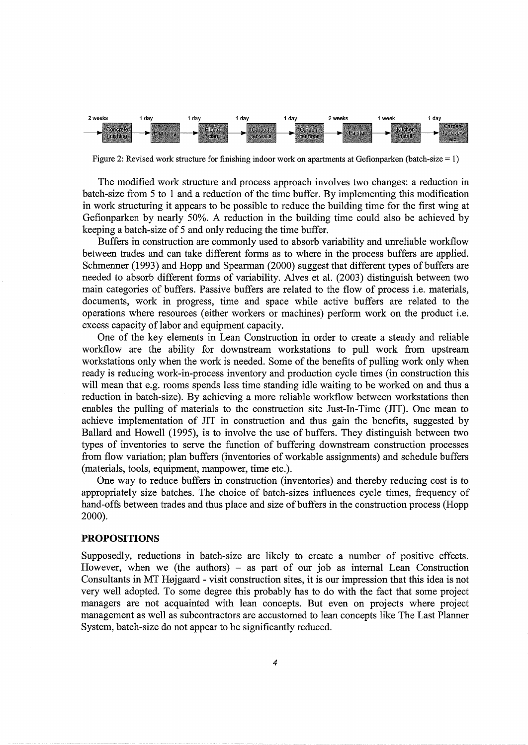| 2 weeks | 1 day | 1 day | 1 day | 1 day | 2 weeks | 1 week | 1 day |
|---|---|---|---|---|---|---|---|
| Concrete finishing | Plumbing | Electrician | Carpenter walls | Carpenter floor | Painter | Kitchen install | Carpenter doors etc. |

Figure 2: Revised work structure for finishing indoor work on apartments at Gefionparken (batch-size = 1)

The modified work structure and process approach involves two changes: a reduction in batch-size from 5 to 1 and a reduction of the time buffer. By implementing this modification in work structuring it appears to be possible to reduce the building time for the first wing at Gefionparken by nearly 50%. A reduction in the building time could also be achieved by keeping a batch-size of 5 and only reducing the time buffer.

Buffers in construction are commonly used to absorb variability and unreliable workflow between trades and can take different forms as to where in the process buffers are applied. Schmenner (1993) and Hopp and Spearman (2000) suggest that different types of buffers are needed to absorb different forms of variability. Alves et al. (2003) distinguish between two main categories of buffers. Passive buffers are related to the flow of process i.e. materials, documents, work in progress, time and space while active buffers are related to the operations where resources (either workers or machines) perform work on the product i.e. excess capacity of labor and equipment capacity.

One of the key elements in Lean Construction in order to create a steady and reliable workflow are the ability for downstream workstations to pull work from upstream workstations only when the work is needed. Some of the benefits of pulling work only when ready is reducing work-in-process inventory and production cycle times (in construction this will mean that e.g. rooms spends less time standing idle waiting to be worked on and thus a reduction in batch-size). By achieving a more reliable workflow between workstations then enables the pulling of materials to the construction site Just-In-Time (JIT). One mean to achieve implementation of JIT in construction and thus gain the benefits, suggested by Ballard and Howell (1995), is to involve the use of buffers. They distinguish between two types of inventories to serve the function of buffering downstream construction processes from flow variation; plan buffers (inventories of workable assignments) and schedule buffers (materials, tools, equipment, manpower, time etc.).

One way to reduce buffers in construction (inventories) and thereby reducing cost is to appropriately size batches. The choice of batch-sizes influences cycle times, frequency of hand-offs between trades and thus place and size of buffers in the construction process (Hopp 2000).

## PROPOSITIONS

Supposedly, reductions in batch-size are likely to create a number of positive effects. However, when we (the authors) – as part of our job as internal Lean Construction Consultants in MT Højgaard - visit construction sites, it is our impression that this idea is not very well adopted. To some degree this probably has to do with the fact that some project managers are not acquainted with lean concepts. But even on projects where project management as well as subcontractors are accustomed to lean concepts like The Last Planner System, batch-size do not appear to be significantly reduced.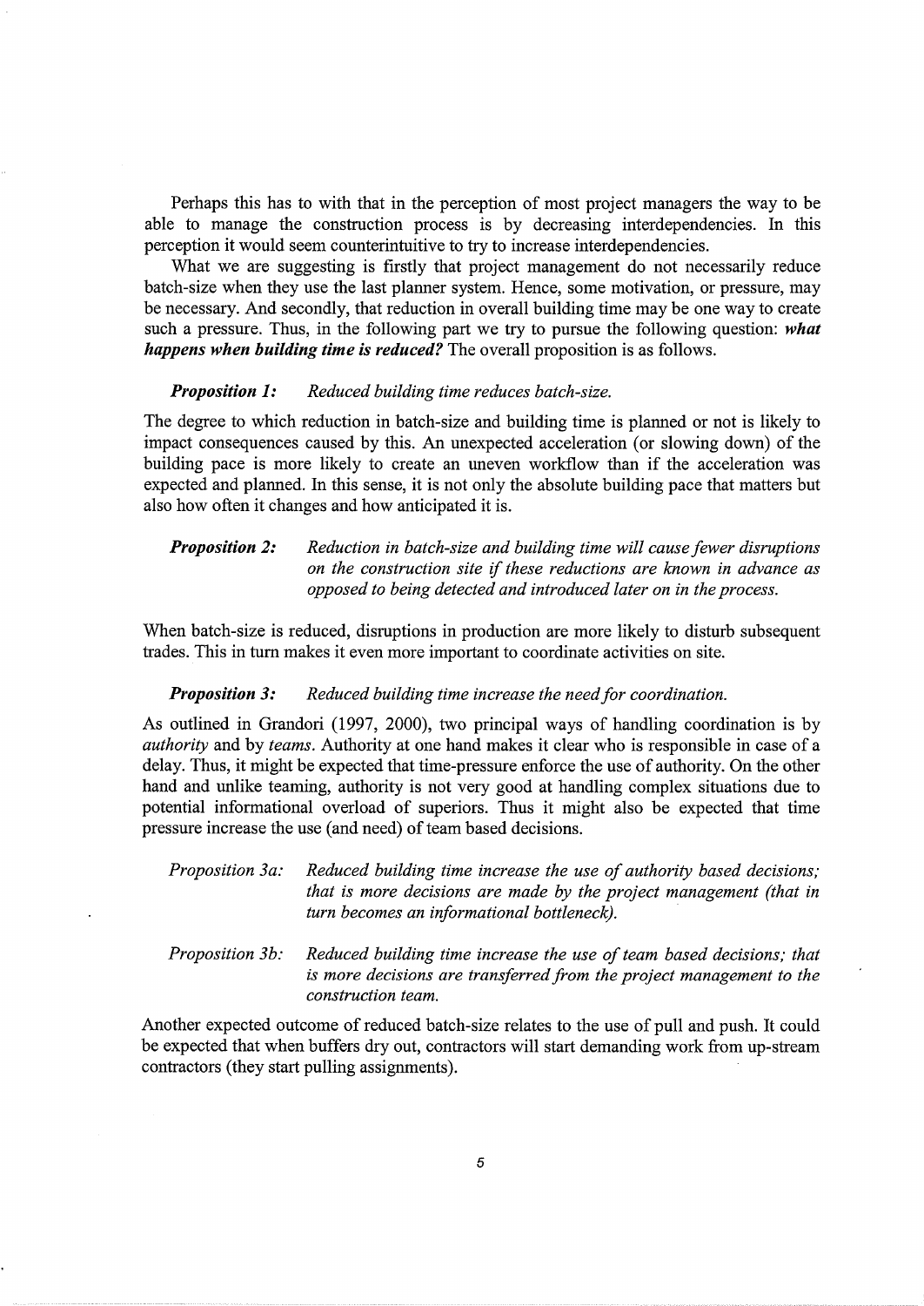Perhaps this has to with that in the perception of most project managers the way to be able to manage the construction process is by decreasing interdependencies. In this perception it would seem counterintuitive to try to increase interdependencies.

What we are suggesting is firstly that project management do not necessarily reduce batch-size when they use the last planner system. Hence, some motivation, or pressure, may be necessary. And secondly, that reduction in overall building time may be one way to create such a pressure. Thus, in the following part we try to pursue the following question: ***what happens when building time is reduced?*** The overall proposition is as follows.

***Proposition 1:*** *Reduced building time reduces batch-size.*

The degree to which reduction in batch-size and building time is planned or not is likely to impact consequences caused by this. An unexpected acceleration (or slowing down) of the building pace is more likely to create an uneven workflow than if the acceleration was expected and planned. In this sense, it is not only the absolute building pace that matters but also how often it changes and how anticipated it is.

***Proposition 2:*** *Reduction in batch-size and building time will cause fewer disruptions on the construction site if these reductions are known in advance as opposed to being detected and introduced later on in the process.*

When batch-size is reduced, disruptions in production are more likely to disturb subsequent trades. This in turn makes it even more important to coordinate activities on site.

***Proposition 3:*** *Reduced building time increase the need for coordination.*

As outlined in Grandori (1997, 2000), two principal ways of handling coordination is by *authority* and by *teams*. Authority at one hand makes it clear who is responsible in case of a delay. Thus, it might be expected that time-pressure enforce the use of authority. On the other hand and unlike teaming, authority is not very good at handling complex situations due to potential informational overload of superiors. Thus it might also be expected that time pressure increase the use (and need) of team based decisions.

*Proposition 3a:* *Reduced building time increase the use of authority based decisions; that is more decisions are made by the project management (that in turn becomes an informational bottleneck).*

*Proposition 3b:* *Reduced building time increase the use of team based decisions; that is more decisions are transferred from the project management to the construction team.*

Another expected outcome of reduced batch-size relates to the use of pull and push. It could be expected that when buffers dry out, contractors will start demanding work from up-stream contractors (they start pulling assignments).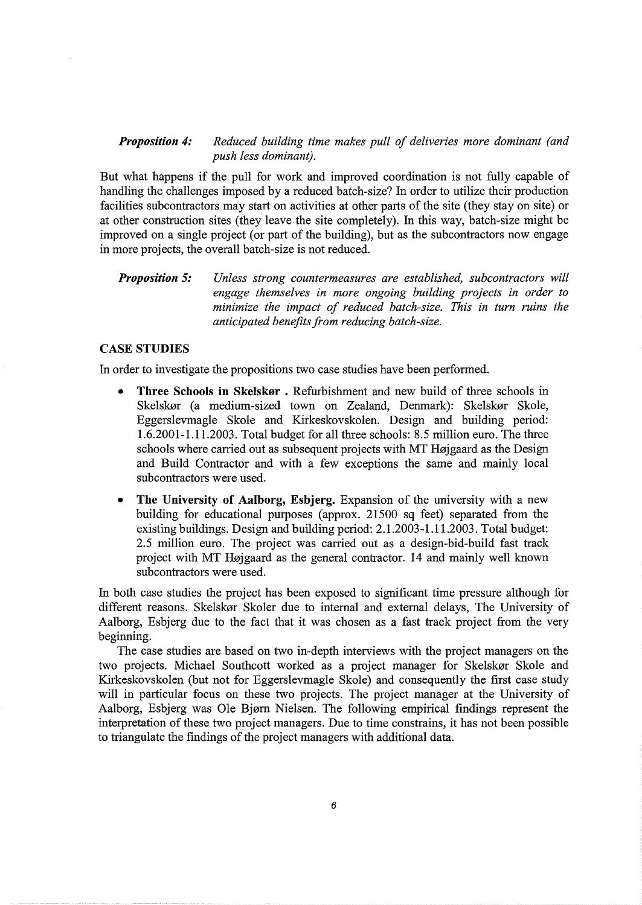***Proposition 4:*** *Reduced building time makes pull of deliveries more dominant (and push less dominant).*

But what happens if the pull for work and improved coordination is not fully capable of handling the challenges imposed by a reduced batch-size? In order to utilize their production facilities subcontractors may start on activities at other parts of the site (they stay on site) or at other construction sites (they leave the site completely). In this way, batch-size might be improved on a single project (or part of the building), but as the subcontractors now engage in more projects, the overall batch-size is not reduced.

***Proposition 5:*** *Unless strong countermeasures are established, subcontractors will engage themselves in more ongoing building projects in order to minimize the impact of reduced batch-size. This in turn ruins the anticipated benefits from reducing batch-size.*

## CASE STUDIES

In order to investigate the propositions two case studies have been performed.

- **Three Schools in Skelskør .** Refurbishment and new build of three schools in Skelskør (a medium-sized town on Zealand, Denmark): Skelskør Skole, Eggerslevmagle Skole and Kirkeskovskolen. Design and building period: 1.6.2001-1.11.2003. Total budget for all three schools: 8.5 million euro. The three schools where carried out as subsequent projects with MT Højgaard as the Design and Build Contractor and with a few exceptions the same and mainly local subcontractors were used.
- **The University of Aalborg, Esbjerg.** Expansion of the university with a new building for educational purposes (approx. 21500 sq feet) separated from the existing buildings. Design and building period: 2.1.2003-1.11.2003. Total budget: 2.5 million euro. The project was carried out as a design-bid-build fast track project with MT Højgaard as the general contractor. 14 and mainly well known subcontractors were used.

In both case studies the project has been exposed to significant time pressure although for different reasons. Skelskør Skoler due to internal and external delays, The University of Aalborg, Esbjerg due to the fact that it was chosen as a fast track project from the very beginning.

The case studies are based on two in-depth interviews with the project managers on the two projects. Michael Southcott worked as a project manager for Skelskør Skole and Kirkeskovskolen (but not for Eggerslevmagle Skole) and consequently the first case study will in particular focus on these two projects. The project manager at the University of Aalborg, Esbjerg was Ole Bjørn Nielsen. The following empirical findings represent the interpretation of these two project managers. Due to time constrains, it has not been possible to triangulate the findings of the project managers with additional data.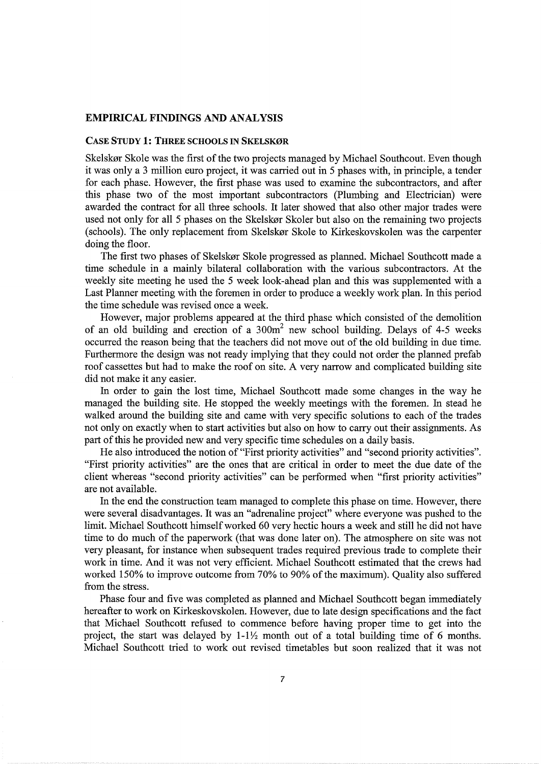## EMPIRICAL FINDINGS AND ANALYSIS

### CASE STUDY 1: THREE SCHOOLS IN SKELSKØR

Skelskør Skole was the first of the two projects managed by Michael Southcout. Even though it was only a 3 million euro project, it was carried out in 5 phases with, in principle, a tender for each phase. However, the first phase was used to examine the subcontractors, and after this phase two of the most important subcontractors (Plumbing and Electrician) were awarded the contract for all three schools. It later showed that also other major trades were used not only for all 5 phases on the Skelskør Skoler but also on the remaining two projects (schools). The only replacement from Skelskør Skole to Kirkeskovskolen was the carpenter doing the floor.

The first two phases of Skelskør Skole progressed as planned. Michael Southcott made a time schedule in a mainly bilateral collaboration with the various subcontractors. At the weekly site meeting he used the 5 week look-ahead plan and this was supplemented with a Last Planner meeting with the foremen in order to produce a weekly work plan. In this period the time schedule was revised once a week.

However, major problems appeared at the third phase which consisted of the demolition of an old building and erection of a 300m$^2$ new school building. Delays of 4-5 weeks occurred the reason being that the teachers did not move out of the old building in due time. Furthermore the design was not ready implying that they could not order the planned prefab roof cassettes but had to make the roof on site. A very narrow and complicated building site did not make it any easier.

In order to gain the lost time, Michael Southcott made some changes in the way he managed the building site. He stopped the weekly meetings with the foremen. In stead he walked around the building site and came with very specific solutions to each of the trades not only on exactly when to start activities but also on how to carry out their assignments. As part of this he provided new and very specific time schedules on a daily basis.

He also introduced the notion of "First priority activities" and "second priority activities". "First priority activities" are the ones that are critical in order to meet the due date of the client whereas "second priority activities" can be performed when "first priority activities" are not available.

In the end the construction team managed to complete this phase on time. However, there were several disadvantages. It was an "adrenaline project" where everyone was pushed to the limit. Michael Southcott himself worked 60 very hectic hours a week and still he did not have time to do much of the paperwork (that was done later on). The atmosphere on site was not very pleasant, for instance when subsequent trades required previous trade to complete their work in time. And it was not very efficient. Michael Southcott estimated that the crews had worked 150% to improve outcome from 70% to 90% of the maximum). Quality also suffered from the stress.

Phase four and five was completed as planned and Michael Southcott began immediately hereafter to work on Kirkeskovskolen. However, due to late design specifications and the fact that Michael Southcott refused to commence before having proper time to get into the project, the start was delayed by 1-1½ month out of a total building time of 6 months. Michael Southcott tried to work out revised timetables but soon realized that it was not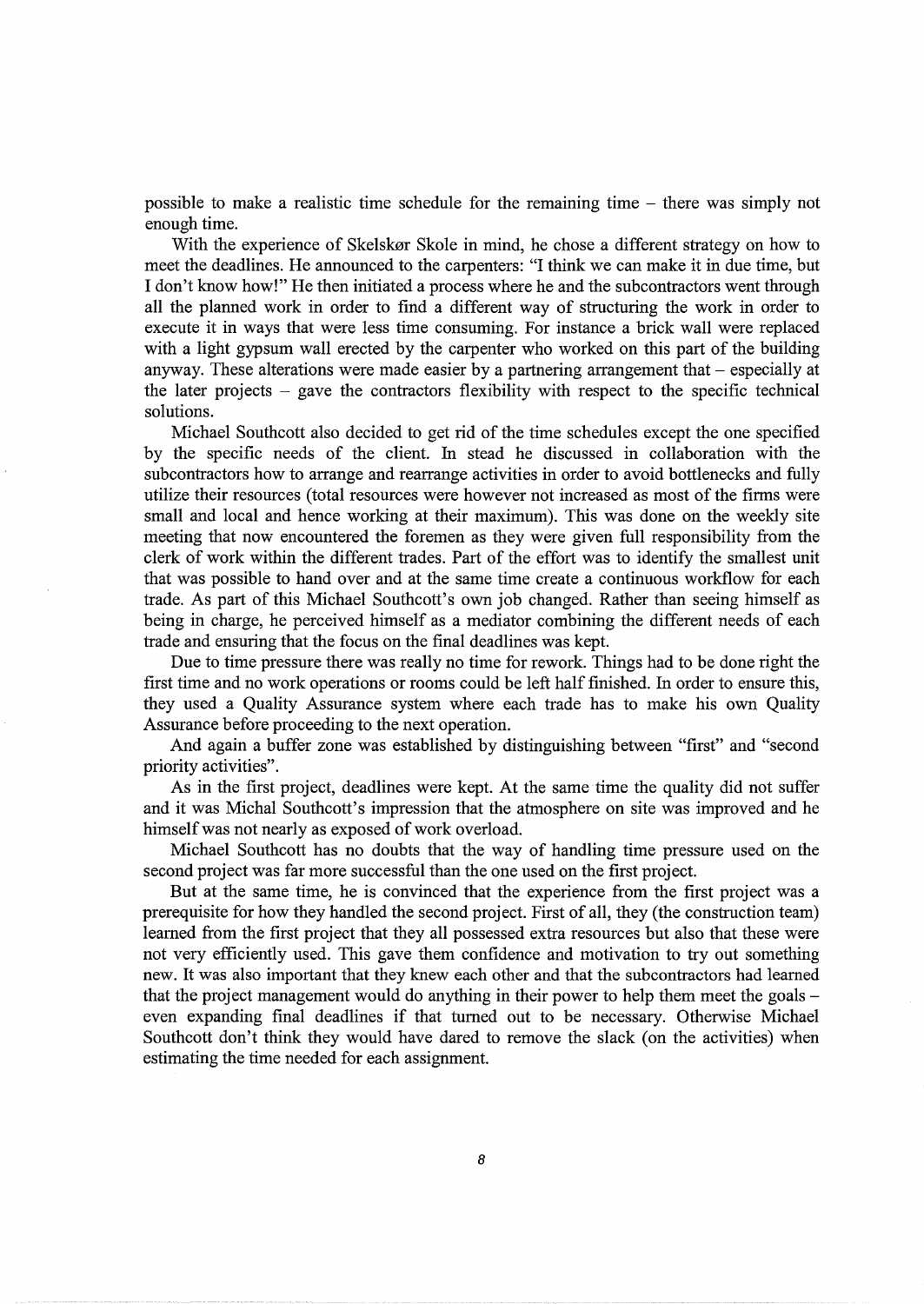possible to make a realistic time schedule for the remaining time – there was simply not enough time.

With the experience of Skelskør Skole in mind, he chose a different strategy on how to meet the deadlines. He announced to the carpenters: "I think we can make it in due time, but I don't know how!" He then initiated a process where he and the subcontractors went through all the planned work in order to find a different way of structuring the work in order to execute it in ways that were less time consuming. For instance a brick wall were replaced with a light gypsum wall erected by the carpenter who worked on this part of the building anyway. These alterations were made easier by a partnering arrangement that – especially at the later projects – gave the contractors flexibility with respect to the specific technical solutions.

Michael Southcott also decided to get rid of the time schedules except the one specified by the specific needs of the client. In stead he discussed in collaboration with the subcontractors how to arrange and rearrange activities in order to avoid bottlenecks and fully utilize their resources (total resources were however not increased as most of the firms were small and local and hence working at their maximum). This was done on the weekly site meeting that now encountered the foremen as they were given full responsibility from the clerk of work within the different trades. Part of the effort was to identify the smallest unit that was possible to hand over and at the same time create a continuous workflow for each trade. As part of this Michael Southcott's own job changed. Rather than seeing himself as being in charge, he perceived himself as a mediator combining the different needs of each trade and ensuring that the focus on the final deadlines was kept.

Due to time pressure there was really no time for rework. Things had to be done right the first time and no work operations or rooms could be left half finished. In order to ensure this, they used a Quality Assurance system where each trade has to make his own Quality Assurance before proceeding to the next operation.

And again a buffer zone was established by distinguishing between "first" and "second priority activities".

As in the first project, deadlines were kept. At the same time the quality did not suffer and it was Michal Southcott's impression that the atmosphere on site was improved and he himself was not nearly as exposed of work overload.

Michael Southcott has no doubts that the way of handling time pressure used on the second project was far more successful than the one used on the first project.

But at the same time, he is convinced that the experience from the first project was a prerequisite for how they handled the second project. First of all, they (the construction team) learned from the first project that they all possessed extra resources but also that these were not very efficiently used. This gave them confidence and motivation to try out something new. It was also important that they knew each other and that the subcontractors had learned that the project management would do anything in their power to help them meet the goals – even expanding final deadlines if that turned out to be necessary. Otherwise Michael Southcott don't think they would have dared to remove the slack (on the activities) when estimating the time needed for each assignment.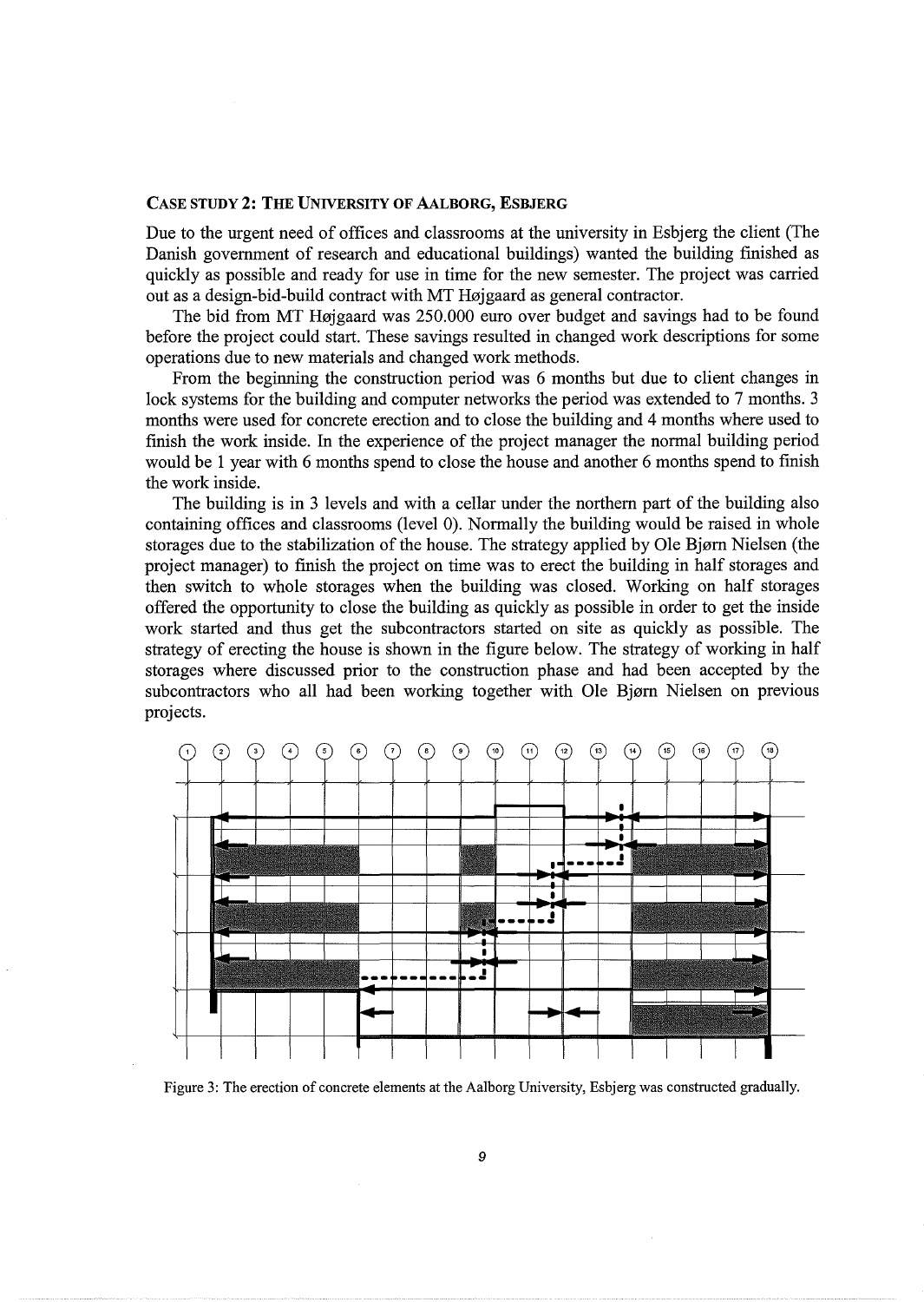### CASE STUDY 2: THE UNIVERSITY OF AALBORG, ESBJERG

Due to the urgent need of offices and classrooms at the university in Esbjerg the client (The Danish government of research and educational buildings) wanted the building finished as quickly as possible and ready for use in time for the new semester. The project was carried out as a design-bid-build contract with MT Højgaard as general contractor.

The bid from MT Højgaard was 250.000 euro over budget and savings had to be found before the project could start. These savings resulted in changed work descriptions for some operations due to new materials and changed work methods.

From the beginning the construction period was 6 months but due to client changes in lock systems for the building and computer networks the period was extended to 7 months. 3 months were used for concrete erection and to close the building and 4 months where used to finish the work inside. In the experience of the project manager the normal building period would be 1 year with 6 months spend to close the house and another 6 months spend to finish the work inside.

The building is in 3 levels and with a cellar under the northern part of the building also containing offices and classrooms (level 0). Normally the building would be raised in whole storages due to the stabilization of the house. The strategy applied by Ole Bjørn Nielsen (the project manager) to finish the project on time was to erect the building in half storages and then switch to whole storages when the building was closed. Working on half storages offered the opportunity to close the building as quickly as possible in order to get the inside work started and thus get the subcontractors started on site as quickly as possible. The strategy of erecting the house is shown in the figure below. The strategy of working in half storages where discussed prior to the construction phase and had been accepted by the subcontractors who all had been working together with Ole Bjørn Nielsen on previous projects.

Figure 3: The erection of concrete elements at the Aalborg University, Esbjerg was constructed gradually.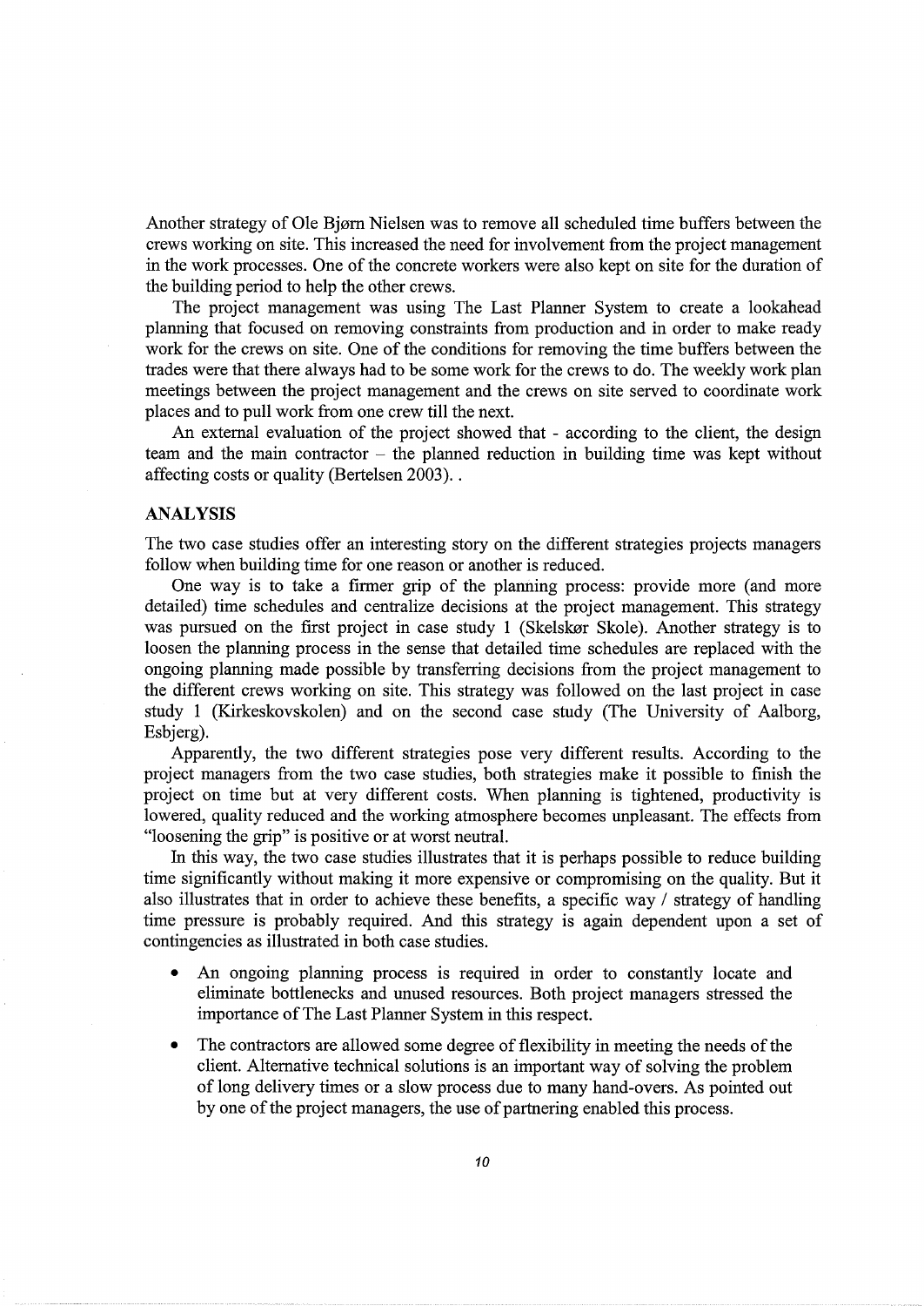Another strategy of Ole Bjørn Nielsen was to remove all scheduled time buffers between the crews working on site. This increased the need for involvement from the project management in the work processes. One of the concrete workers were also kept on site for the duration of the building period to help the other crews.

The project management was using The Last Planner System to create a lookahead planning that focused on removing constraints from production and in order to make ready work for the crews on site. One of the conditions for removing the time buffers between the trades were that there always had to be some work for the crews to do. The weekly work plan meetings between the project management and the crews on site served to coordinate work places and to pull work from one crew till the next.

An external evaluation of the project showed that - according to the client, the design team and the main contractor – the planned reduction in building time was kept without affecting costs or quality (Bertelsen 2003). .

## ANALYSIS

The two case studies offer an interesting story on the different strategies projects managers follow when building time for one reason or another is reduced.

One way is to take a firmer grip of the planning process: provide more (and more detailed) time schedules and centralize decisions at the project management. This strategy was pursued on the first project in case study 1 (Skelskør Skole). Another strategy is to loosen the planning process in the sense that detailed time schedules are replaced with the ongoing planning made possible by transferring decisions from the project management to the different crews working on site. This strategy was followed on the last project in case study 1 (Kirkeskovskolen) and on the second case study (The University of Aalborg, Esbjerg).

Apparently, the two different strategies pose very different results. According to the project managers from the two case studies, both strategies make it possible to finish the project on time but at very different costs. When planning is tightened, productivity is lowered, quality reduced and the working atmosphere becomes unpleasant. The effects from "loosening the grip" is positive or at worst neutral.

In this way, the two case studies illustrates that it is perhaps possible to reduce building time significantly without making it more expensive or compromising on the quality. But it also illustrates that in order to achieve these benefits, a specific way / strategy of handling time pressure is probably required. And this strategy is again dependent upon a set of contingencies as illustrated in both case studies.

- An ongoing planning process is required in order to constantly locate and eliminate bottlenecks and unused resources. Both project managers stressed the importance of The Last Planner System in this respect.
- The contractors are allowed some degree of flexibility in meeting the needs of the client. Alternative technical solutions is an important way of solving the problem of long delivery times or a slow process due to many hand-overs. As pointed out by one of the project managers, the use of partnering enabled this process.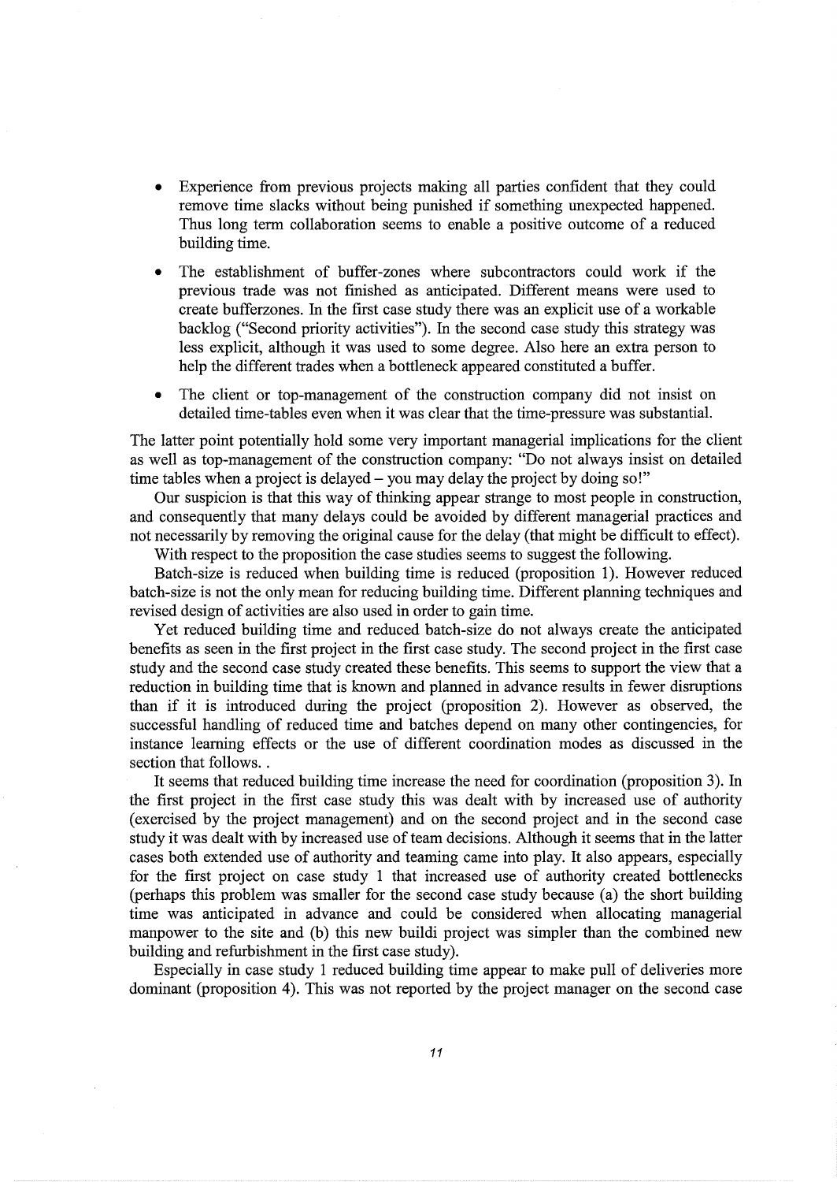- Experience from previous projects making all parties confident that they could remove time slacks without being punished if something unexpected happened. Thus long term collaboration seems to enable a positive outcome of a reduced building time.
- The establishment of buffer-zones where subcontractors could work if the previous trade was not finished as anticipated. Different means were used to create bufferzones. In the first case study there was an explicit use of a workable backlog ("Second priority activities"). In the second case study this strategy was less explicit, although it was used to some degree. Also here an extra person to help the different trades when a bottleneck appeared constituted a buffer.
- The client or top-management of the construction company did not insist on detailed time-tables even when it was clear that the time-pressure was substantial.

The latter point potentially hold some very important managerial implications for the client as well as top-management of the construction company: "Do not always insist on detailed time tables when a project is delayed – you may delay the project by doing so!"

Our suspicion is that this way of thinking appear strange to most people in construction, and consequently that many delays could be avoided by different managerial practices and not necessarily by removing the original cause for the delay (that might be difficult to effect).

With respect to the proposition the case studies seems to suggest the following.

Batch-size is reduced when building time is reduced (proposition 1). However reduced batch-size is not the only mean for reducing building time. Different planning techniques and revised design of activities are also used in order to gain time.

Yet reduced building time and reduced batch-size do not always create the anticipated benefits as seen in the first project in the first case study. The second project in the first case study and the second case study created these benefits. This seems to support the view that a reduction in building time that is known and planned in advance results in fewer disruptions than if it is introduced during the project (proposition 2). However as observed, the successful handling of reduced time and batches depend on many other contingencies, for instance learning effects or the use of different coordination modes as discussed in the section that follows. .

It seems that reduced building time increase the need for coordination (proposition 3). In the first project in the first case study this was dealt with by increased use of authority (exercised by the project management) and on the second project and in the second case study it was dealt with by increased use of team decisions. Although it seems that in the latter cases both extended use of authority and teaming came into play. It also appears, especially for the first project on case study 1 that increased use of authority created bottlenecks (perhaps this problem was smaller for the second case study because (a) the short building time was anticipated in advance and could be considered when allocating managerial manpower to the site and (b) this new buildi project was simpler than the combined new building and refurbishment in the first case study).

Especially in case study 1 reduced building time appear to make pull of deliveries more dominant (proposition 4). This was not reported by the project manager on the second case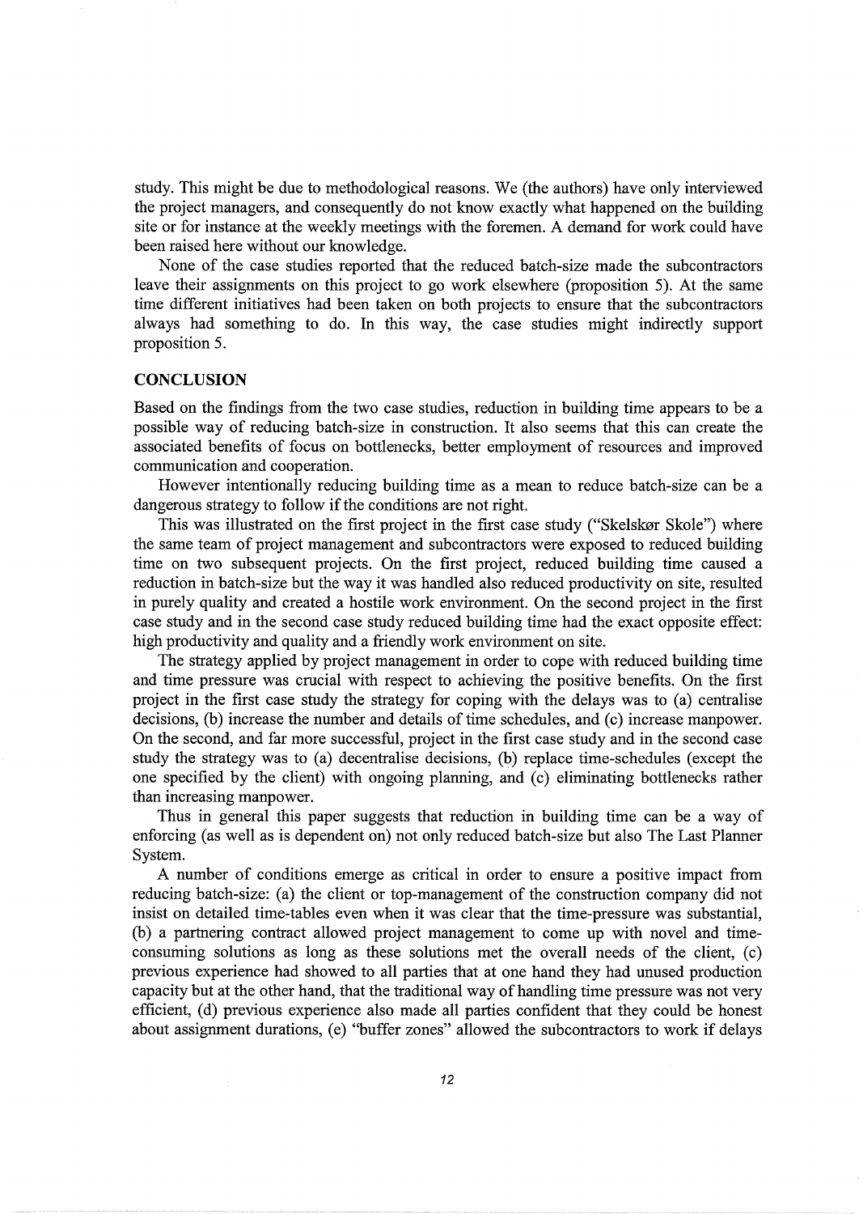study. This might be due to methodological reasons. We (the authors) have only interviewed the project managers, and consequently do not know exactly what happened on the building site or for instance at the weekly meetings with the foremen. A demand for work could have been raised here without our knowledge.

None of the case studies reported that the reduced batch-size made the subcontractors leave their assignments on this project to go work elsewhere (proposition 5). At the same time different initiatives had been taken on both projects to ensure that the subcontractors always had something to do. In this way, the case studies might indirectly support proposition 5.

## CONCLUSION

Based on the findings from the two case studies, reduction in building time appears to be a possible way of reducing batch-size in construction. It also seems that this can create the associated benefits of focus on bottlenecks, better employment of resources and improved communication and cooperation.

However intentionally reducing building time as a mean to reduce batch-size can be a dangerous strategy to follow if the conditions are not right.

This was illustrated on the first project in the first case study ("Skelskør Skole") where the same team of project management and subcontractors were exposed to reduced building time on two subsequent projects. On the first project, reduced building time caused a reduction in batch-size but the way it was handled also reduced productivity on site, resulted in purely quality and created a hostile work environment. On the second project in the first case study and in the second case study reduced building time had the exact opposite effect: high productivity and quality and a friendly work environment on site.

The strategy applied by project management in order to cope with reduced building time and time pressure was crucial with respect to achieving the positive benefits. On the first project in the first case study the strategy for coping with the delays was to (a) centralise decisions, (b) increase the number and details of time schedules, and (c) increase manpower. On the second, and far more successful, project in the first case study and in the second case study the strategy was to (a) decentralise decisions, (b) replace time-schedules (except the one specified by the client) with ongoing planning, and (c) eliminating bottlenecks rather than increasing manpower.

Thus in general this paper suggests that reduction in building time can be a way of enforcing (as well as is dependent on) not only reduced batch-size but also The Last Planner System.

A number of conditions emerge as critical in order to ensure a positive impact from reducing batch-size: (a) the client or top-management of the construction company did not insist on detailed time-tables even when it was clear that the time-pressure was substantial, (b) a partnering contract allowed project management to come up with novel and time-consuming solutions as long as these solutions met the overall needs of the client, (c) previous experience had showed to all parties that at one hand they had unused production capacity but at the other hand, that the traditional way of handling time pressure was not very efficient, (d) previous experience also made all parties confident that they could be honest about assignment durations, (e) "buffer zones" allowed the subcontractors to work if delays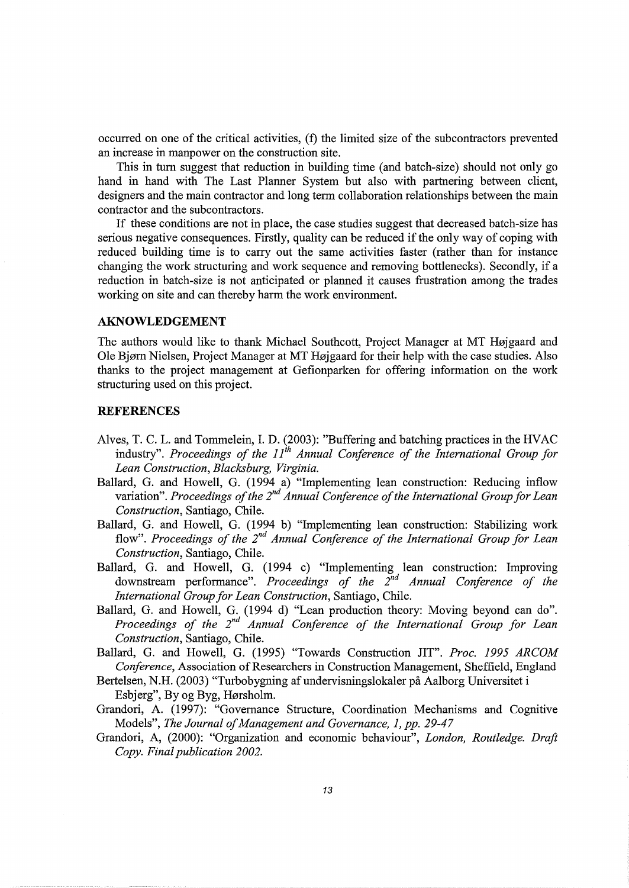occurred on one of the critical activities, (f) the limited size of the subcontractors prevented an increase in manpower on the construction site.

This in turn suggest that reduction in building time (and batch-size) should not only go hand in hand with The Last Planner System but also with partnering between client, designers and the main contractor and long term collaboration relationships between the main contractor and the subcontractors.

If these conditions are not in place, the case studies suggest that decreased batch-size has serious negative consequences. Firstly, quality can be reduced if the only way of coping with reduced building time is to carry out the same activities faster (rather than for instance changing the work structuring and work sequence and removing bottlenecks). Secondly, if a reduction in batch-size is not anticipated or planned it causes frustration among the trades working on site and can thereby harm the work environment.

## AKNOWLEDGEMENT

The authors would like to thank Michael Southcott, Project Manager at MT Højgaard and Ole Bjørn Nielsen, Project Manager at MT Højgaard for their help with the case studies. Also thanks to the project management at Gefionparken for offering information on the work structuring used on this project.

## REFERENCES

Alves, T. C. L. and Tommelein, I. D. (2003): "Buffering and batching practices in the HVAC industry". *Proceedings of the 11th Annual Conference of the International Group for Lean Construction, Blacksburg, Virginia.*

Ballard, G. and Howell, G. (1994 a) "Implementing lean construction: Reducing inflow variation". *Proceedings of the 2nd Annual Conference of the International Group for Lean Construction*, Santiago, Chile.

Ballard, G. and Howell, G. (1994 b) "Implementing lean construction: Stabilizing work flow". *Proceedings of the 2nd Annual Conference of the International Group for Lean Construction*, Santiago, Chile.

Ballard, G. and Howell, G. (1994 c) "Implementing lean construction: Improving downstream performance". *Proceedings of the 2nd Annual Conference of the International Group for Lean Construction*, Santiago, Chile.

Ballard, G. and Howell, G. (1994 d) "Lean production theory: Moving beyond can do". *Proceedings of the 2nd Annual Conference of the International Group for Lean Construction*, Santiago, Chile.

Ballard, G. and Howell, G. (1995) "Towards Construction JIT". *Proc. 1995 ARCOM Conference*, Association of Researchers in Construction Management, Sheffield, England

Bertelsen, N.H. (2003) "Turbobygning af undervisningslokaler på Aalborg Universitet i Esbjerg", By og Byg, Hørsholm.

Grandori, A. (1997): "Governance Structure, Coordination Mechanisms and Cognitive Models", *The Journal of Management and Governance, 1, pp. 29-47*

Grandori, A, (2000): "Organization and economic behaviour", *London, Routledge. Draft Copy. Final publication 2002.*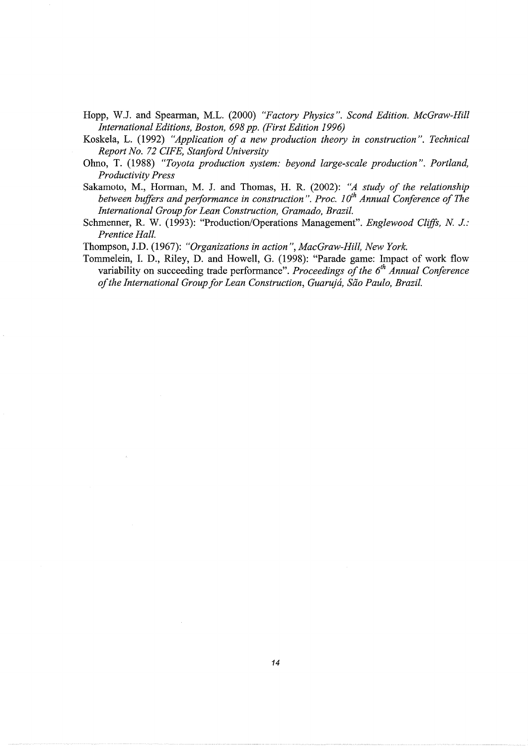Hopp, W.J. and Spearman, M.L. (2000) *"Factory Physics". Scond Edition. McGraw-Hill International Editions, Boston, 698 pp. (First Edition 1996)*

Koskela, L. (1992) *"Application of a new production theory in construction". Technical Report No. 72 CIFE, Stanford University*

Ohno, T. (1988) *"Toyota production system: beyond large-scale production". Portland, Productivity Press*

Sakamoto, M., Horman, M. J. and Thomas, H. R. (2002): *"A study of the relationship between buffers and performance in construction". Proc. 10th Annual Conference of The International Group for Lean Construction, Gramado, Brazil.*

Schmenner, R. W. (1993): "Production/Operations Management". *Englewood Cliffs, N. J.: Prentice Hall.*

Thompson, J.D. (1967): *"Organizations in action", MacGraw-Hill, New York.*

Tommelein, I. D., Riley, D. and Howell, G. (1998): "Parade game: Impact of work flow variability on succeeding trade performance". *Proceedings of the 6th Annual Conference of the International Group for Lean Construction, Guarujá, São Paulo, Brazil.*